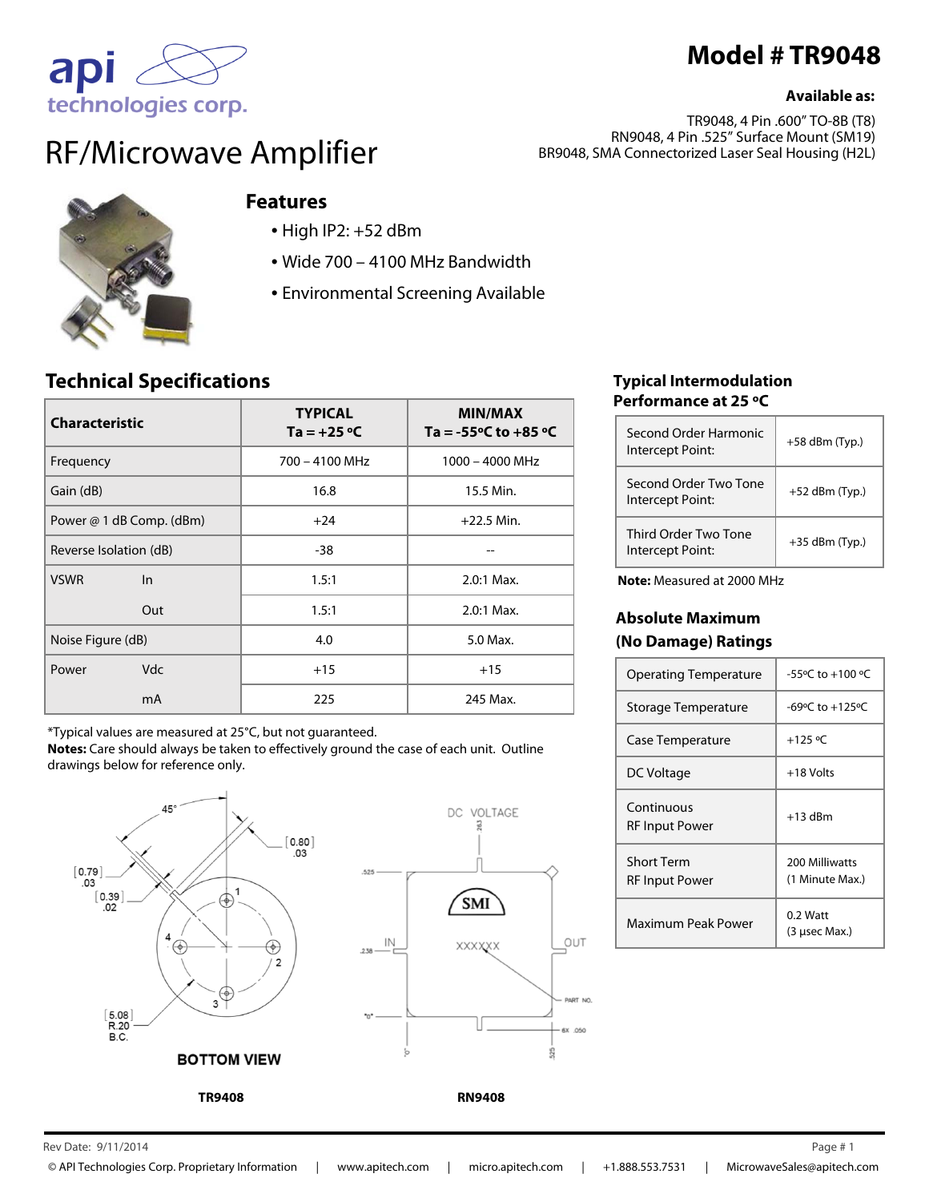# Model # TR9048

**Available as:**

TR9048, 4 Pin .600" TO-8B (T8)
RN9048, 4 Pin .525" Surface Mount (SM19)
BR9048, SMA Connectorized Laser Seal Housing (H2L)

# RF/Microwave Amplifier

## Features

- High IP2: +52 dBm
- Wide 700 – 4100 MHz Bandwidth
- Environmental Screening Available

## Technical Specifications

| Characteristic | | TYPICAL Ta = +25 ºC | MIN/MAX Ta = -55ºC to +85 ºC |
|---|---|---|---|
| Frequency | | 700 – 4100 MHz | 1000 – 4000 MHz |
| Gain (dB) | | 16.8 | 15.5 Min. |
| Power @ 1 dB Comp. (dBm) | | +24 | +22.5 Min. |
| Reverse Isolation (dB) | | -38 | -- |
| VSWR | In | 1.5:1 | 2.0:1 Max. |
| | Out | 1.5:1 | 2.0:1 Max. |
| Noise Figure (dB) | | 4.0 | 5.0 Max. |
| Power | Vdc | +15 | +15 |
| | mA | 225 | 245 Max. |

*Typical values are measured at 25°C, but not guaranteed.
**Notes:** Care should always be taken to effectively ground the case of each unit. Outline drawings below for reference only.

## Typical Intermodulation Performance at 25 ºC

| | |
|---|---|
| Second Order Harmonic Intercept Point: | +58 dBm (Typ.) |
| Second Order Two Tone Intercept Point: | +52 dBm (Typ.) |
| Third Order Two Tone Intercept Point: | +35 dBm (Typ.) |

**Note:** Measured at 2000 MHz

## Absolute Maximum (No Damage) Ratings

| | |
|---|---|
| Operating Temperature | -55ºC to +100 ºC |
| Storage Temperature | -69ºC to +125ºC |
| Case Temperature | +125 ºC |
| DC Voltage | +18 Volts |
| Continuous RF Input Power | +13 dBm |
| Short Term RF Input Power | 200 Milliwatts (1 Minute Max.) |
| Maximum Peak Power | 0.2 Watt (3 µsec Max.) |

BOTTOM VIEW

**TR9408**

**RN9408**

Rev Date: 9/11/2014

© API Technologies Corp. Proprietary Information | www.apitech.com | micro.apitech.com | +1.888.553.7531 | MicrowaveSales@apitech.com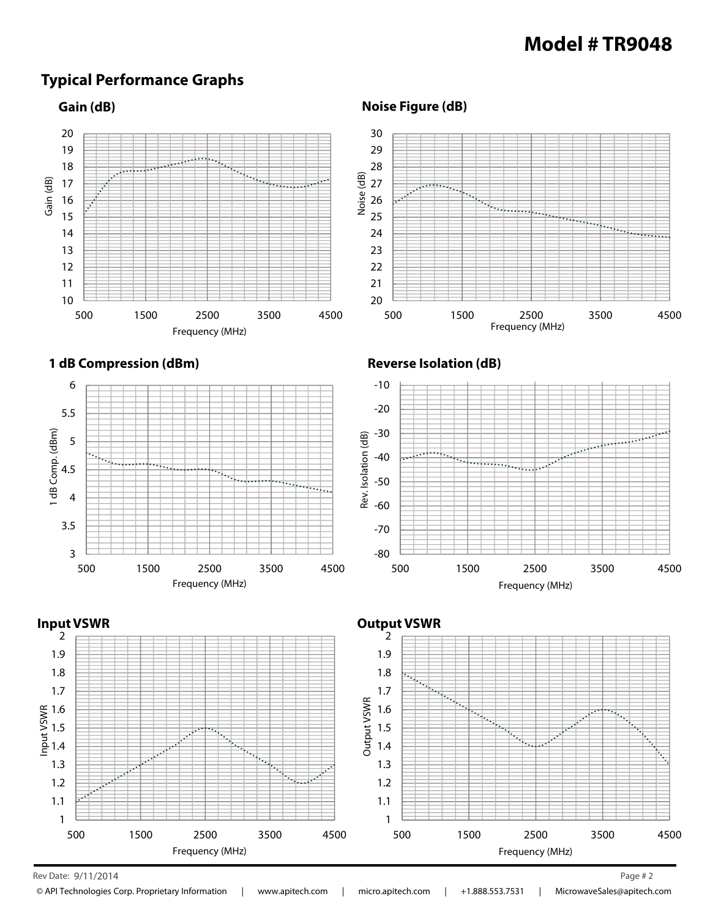# Model # TR9048

## Typical Performance Graphs

### Gain (dB)

### Noise Figure (dB)

### 1 dB Compression (dBm)

### Reverse Isolation (dB)

### Input VSWR

### Output VSWR

Rev Date: 9/11/2014

© API Technologies Corp. Proprietary Information | www.apitech.com | micro.apitech.com | +1.888.553.7531 | MicrowaveSales@apitech.com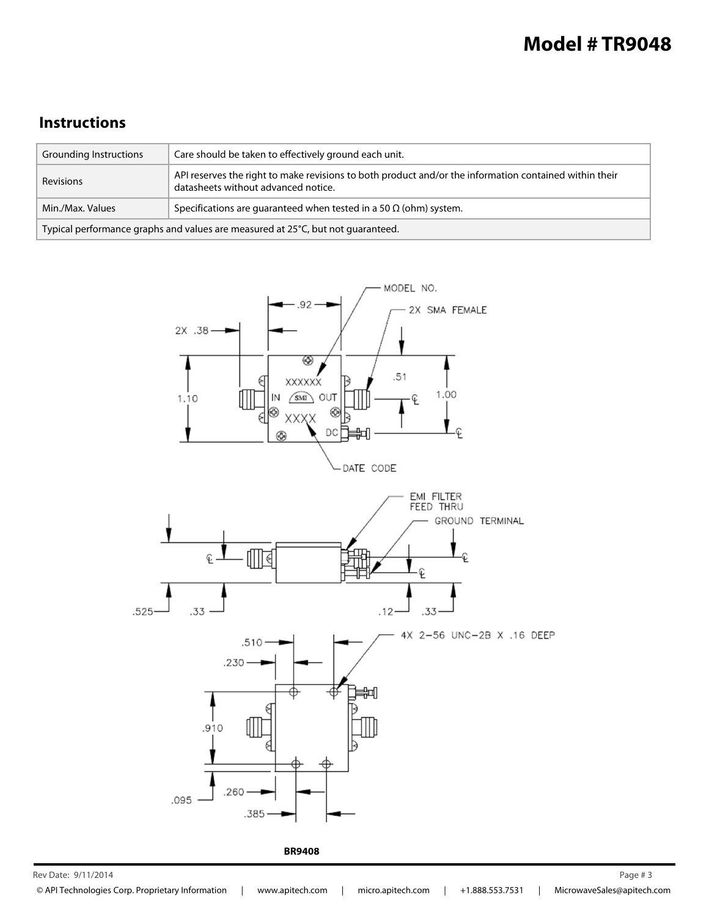# Model # TR9048

## Instructions

| | |
|---|---|
| Grounding Instructions | Care should be taken to effectively ground each unit. |
| Revisions | API reserves the right to make revisions to both product and/or the information contained within their datasheets without advanced notice. |
| Min./Max. Values | Specifications are guaranteed when tested in a 50 Ω (ohm) system. |
| Typical performance graphs and values are measured at 25°C, but not guaranteed. | |

MODEL NO.

.92

2X SMA FEMALE

2X .38

1.10

XXXXXX

IN

SMI

OUT

.51

1.00

XXXX

DC

DATE CODE

EMI FILTER FEED THRU

GROUND TERMINAL

.525

.33

.12

.33

.510

.230

4X 2-56 UNC-2B X .16 DEEP

.910

.095

.260

.385

**BR9408**